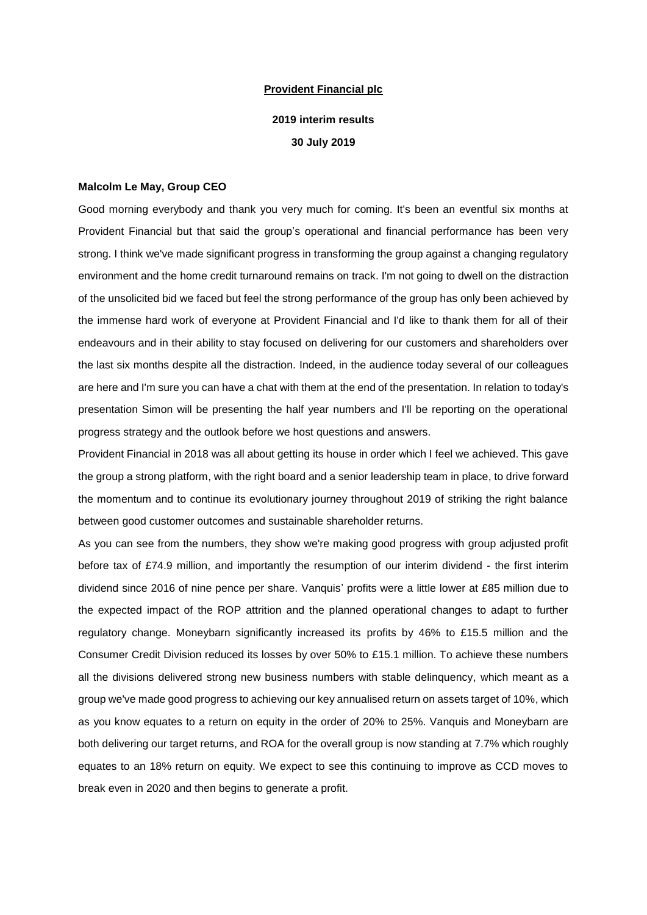**Provident Financial plc**

**2019 interim results**

**30 July 2019**

**Malcolm Le May, Group CEO**

Good morning everybody and thank you very much for coming. It's been an eventful six months at Provident Financial but that said the group's operational and financial performance has been very strong. I think we've made significant progress in transforming the group against a changing regulatory environment and the home credit turnaround remains on track. I'm not going to dwell on the distraction of the unsolicited bid we faced but feel the strong performance of the group has only been achieved by the immense hard work of everyone at Provident Financial and I'd like to thank them for all of their endeavours and in their ability to stay focused on delivering for our customers and shareholders over the last six months despite all the distraction. Indeed, in the audience today several of our colleagues are here and I'm sure you can have a chat with them at the end of the presentation. In relation to today's presentation Simon will be presenting the half year numbers and I'll be reporting on the operational progress strategy and the outlook before we host questions and answers.

Provident Financial in 2018 was all about getting its house in order which I feel we achieved. This gave the group a strong platform, with the right board and a senior leadership team in place, to drive forward the momentum and to continue its evolutionary journey throughout 2019 of striking the right balance between good customer outcomes and sustainable shareholder returns.

As you can see from the numbers, they show we're making good progress with group adjusted profit before tax of £74.9 million, and importantly the resumption of our interim dividend - the first interim dividend since 2016 of nine pence per share. Vanquis' profits were a little lower at £85 million due to the expected impact of the ROP attrition and the planned operational changes to adapt to further regulatory change. Moneybarn significantly increased its profits by 46% to £15.5 million and the Consumer Credit Division reduced its losses by over 50% to £15.1 million. To achieve these numbers all the divisions delivered strong new business numbers with stable delinquency, which meant as a group we've made good progress to achieving our key annualised return on assets target of 10%, which as you know equates to a return on equity in the order of 20% to 25%. Vanquis and Moneybarn are both delivering our target returns, and ROA for the overall group is now standing at 7.7% which roughly equates to an 18% return on equity. We expect to see this continuing to improve as CCD moves to break even in 2020 and then begins to generate a profit.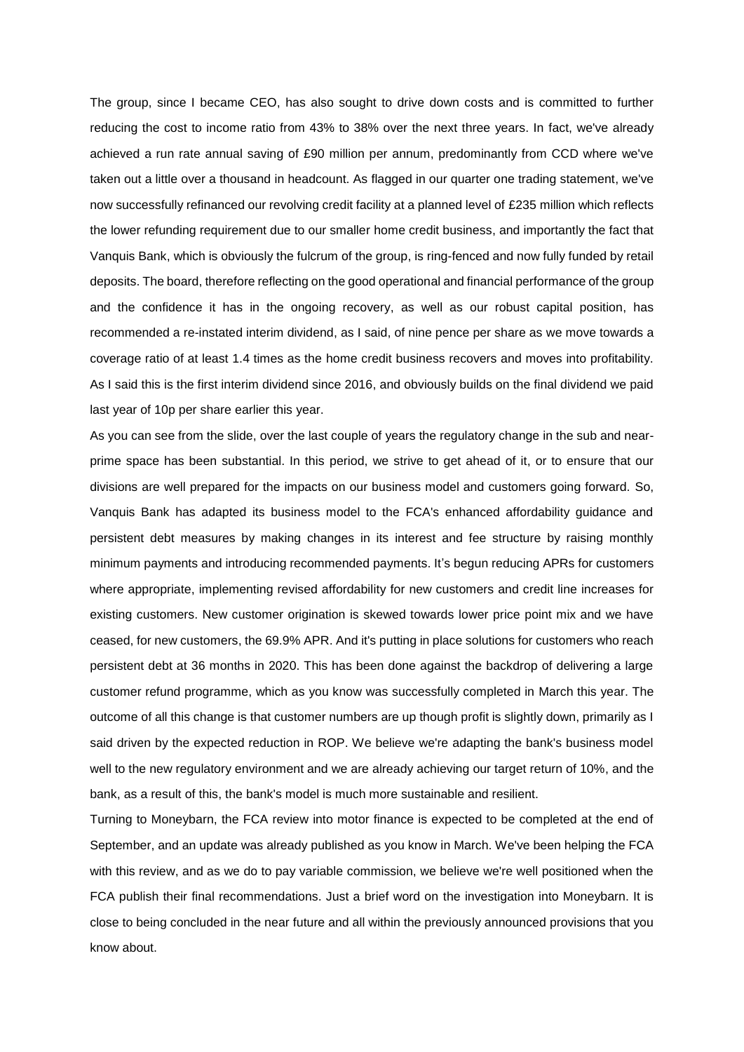The group, since I became CEO, has also sought to drive down costs and is committed to further reducing the cost to income ratio from 43% to 38% over the next three years. In fact, we've already achieved a run rate annual saving of £90 million per annum, predominantly from CCD where we've taken out a little over a thousand in headcount. As flagged in our quarter one trading statement, we've now successfully refinanced our revolving credit facility at a planned level of £235 million which reflects the lower refunding requirement due to our smaller home credit business, and importantly the fact that Vanquis Bank, which is obviously the fulcrum of the group, is ring-fenced and now fully funded by retail deposits. The board, therefore reflecting on the good operational and financial performance of the group and the confidence it has in the ongoing recovery, as well as our robust capital position, has recommended a re-instated interim dividend, as I said, of nine pence per share as we move towards a coverage ratio of at least 1.4 times as the home credit business recovers and moves into profitability. As I said this is the first interim dividend since 2016, and obviously builds on the final dividend we paid last year of 10p per share earlier this year.

As you can see from the slide, over the last couple of years the regulatory change in the sub and near-prime space has been substantial. In this period, we strive to get ahead of it, or to ensure that our divisions are well prepared for the impacts on our business model and customers going forward. So, Vanquis Bank has adapted its business model to the FCA's enhanced affordability guidance and persistent debt measures by making changes in its interest and fee structure by raising monthly minimum payments and introducing recommended payments. It's begun reducing APRs for customers where appropriate, implementing revised affordability for new customers and credit line increases for existing customers. New customer origination is skewed towards lower price point mix and we have ceased, for new customers, the 69.9% APR. And it's putting in place solutions for customers who reach persistent debt at 36 months in 2020. This has been done against the backdrop of delivering a large customer refund programme, which as you know was successfully completed in March this year. The outcome of all this change is that customer numbers are up though profit is slightly down, primarily as I said driven by the expected reduction in ROP. We believe we're adapting the bank's business model well to the new regulatory environment and we are already achieving our target return of 10%, and the bank, as a result of this, the bank's model is much more sustainable and resilient.

Turning to Moneybarn, the FCA review into motor finance is expected to be completed at the end of September, and an update was already published as you know in March. We've been helping the FCA with this review, and as we do to pay variable commission, we believe we're well positioned when the FCA publish their final recommendations. Just a brief word on the investigation into Moneybarn. It is close to being concluded in the near future and all within the previously announced provisions that you know about.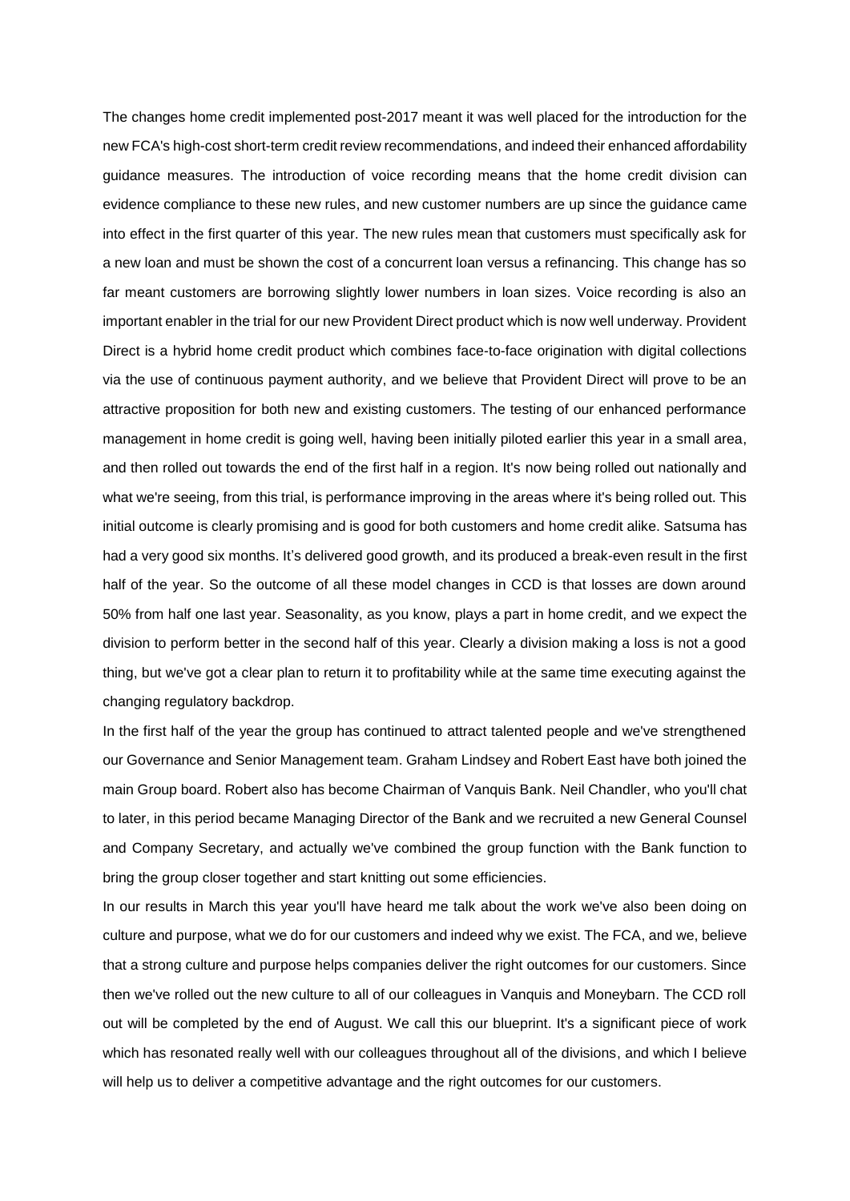The changes home credit implemented post-2017 meant it was well placed for the introduction for the new FCA's high-cost short-term credit review recommendations, and indeed their enhanced affordability guidance measures. The introduction of voice recording means that the home credit division can evidence compliance to these new rules, and new customer numbers are up since the guidance came into effect in the first quarter of this year. The new rules mean that customers must specifically ask for a new loan and must be shown the cost of a concurrent loan versus a refinancing. This change has so far meant customers are borrowing slightly lower numbers in loan sizes. Voice recording is also an important enabler in the trial for our new Provident Direct product which is now well underway. Provident Direct is a hybrid home credit product which combines face-to-face origination with digital collections via the use of continuous payment authority, and we believe that Provident Direct will prove to be an attractive proposition for both new and existing customers. The testing of our enhanced performance management in home credit is going well, having been initially piloted earlier this year in a small area, and then rolled out towards the end of the first half in a region. It's now being rolled out nationally and what we're seeing, from this trial, is performance improving in the areas where it's being rolled out. This initial outcome is clearly promising and is good for both customers and home credit alike. Satsuma has had a very good six months. It's delivered good growth, and its produced a break-even result in the first half of the year. So the outcome of all these model changes in CCD is that losses are down around 50% from half one last year. Seasonality, as you know, plays a part in home credit, and we expect the division to perform better in the second half of this year. Clearly a division making a loss is not a good thing, but we've got a clear plan to return it to profitability while at the same time executing against the changing regulatory backdrop.

In the first half of the year the group has continued to attract talented people and we've strengthened our Governance and Senior Management team. Graham Lindsey and Robert East have both joined the main Group board. Robert also has become Chairman of Vanquis Bank. Neil Chandler, who you'll chat to later, in this period became Managing Director of the Bank and we recruited a new General Counsel and Company Secretary, and actually we've combined the group function with the Bank function to bring the group closer together and start knitting out some efficiencies.

In our results in March this year you'll have heard me talk about the work we've also been doing on culture and purpose, what we do for our customers and indeed why we exist. The FCA, and we, believe that a strong culture and purpose helps companies deliver the right outcomes for our customers. Since then we've rolled out the new culture to all of our colleagues in Vanquis and Moneybarn. The CCD roll out will be completed by the end of August. We call this our blueprint. It's a significant piece of work which has resonated really well with our colleagues throughout all of the divisions, and which I believe will help us to deliver a competitive advantage and the right outcomes for our customers.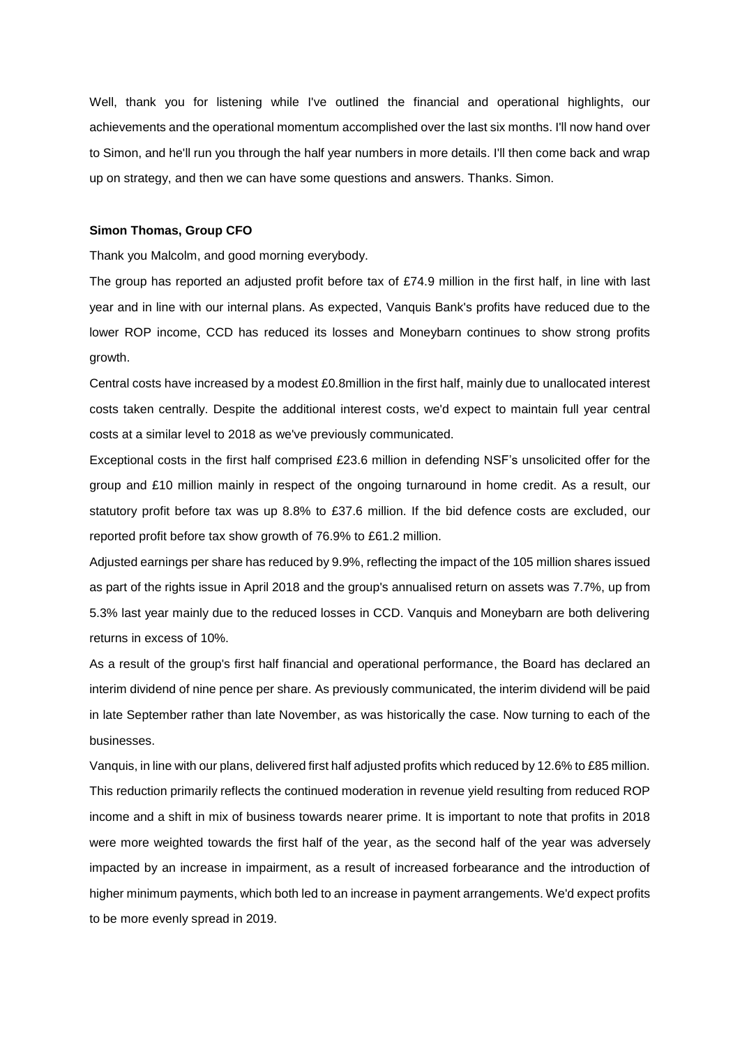Well, thank you for listening while I've outlined the financial and operational highlights, our achievements and the operational momentum accomplished over the last six months. I'll now hand over to Simon, and he'll run you through the half year numbers in more details. I'll then come back and wrap up on strategy, and then we can have some questions and answers. Thanks. Simon.

**Simon Thomas, Group CFO**

Thank you Malcolm, and good morning everybody.

The group has reported an adjusted profit before tax of £74.9 million in the first half, in line with last year and in line with our internal plans. As expected, Vanquis Bank's profits have reduced due to the lower ROP income, CCD has reduced its losses and Moneybarn continues to show strong profits growth.

Central costs have increased by a modest £0.8million in the first half, mainly due to unallocated interest costs taken centrally. Despite the additional interest costs, we'd expect to maintain full year central costs at a similar level to 2018 as we've previously communicated.

Exceptional costs in the first half comprised £23.6 million in defending NSF's unsolicited offer for the group and £10 million mainly in respect of the ongoing turnaround in home credit. As a result, our statutory profit before tax was up 8.8% to £37.6 million. If the bid defence costs are excluded, our reported profit before tax show growth of 76.9% to £61.2 million.

Adjusted earnings per share has reduced by 9.9%, reflecting the impact of the 105 million shares issued as part of the rights issue in April 2018 and the group's annualised return on assets was 7.7%, up from 5.3% last year mainly due to the reduced losses in CCD. Vanquis and Moneybarn are both delivering returns in excess of 10%.

As a result of the group's first half financial and operational performance, the Board has declared an interim dividend of nine pence per share. As previously communicated, the interim dividend will be paid in late September rather than late November, as was historically the case. Now turning to each of the businesses.

Vanquis, in line with our plans, delivered first half adjusted profits which reduced by 12.6% to £85 million. This reduction primarily reflects the continued moderation in revenue yield resulting from reduced ROP income and a shift in mix of business towards nearer prime. It is important to note that profits in 2018 were more weighted towards the first half of the year, as the second half of the year was adversely impacted by an increase in impairment, as a result of increased forbearance and the introduction of higher minimum payments, which both led to an increase in payment arrangements. We'd expect profits to be more evenly spread in 2019.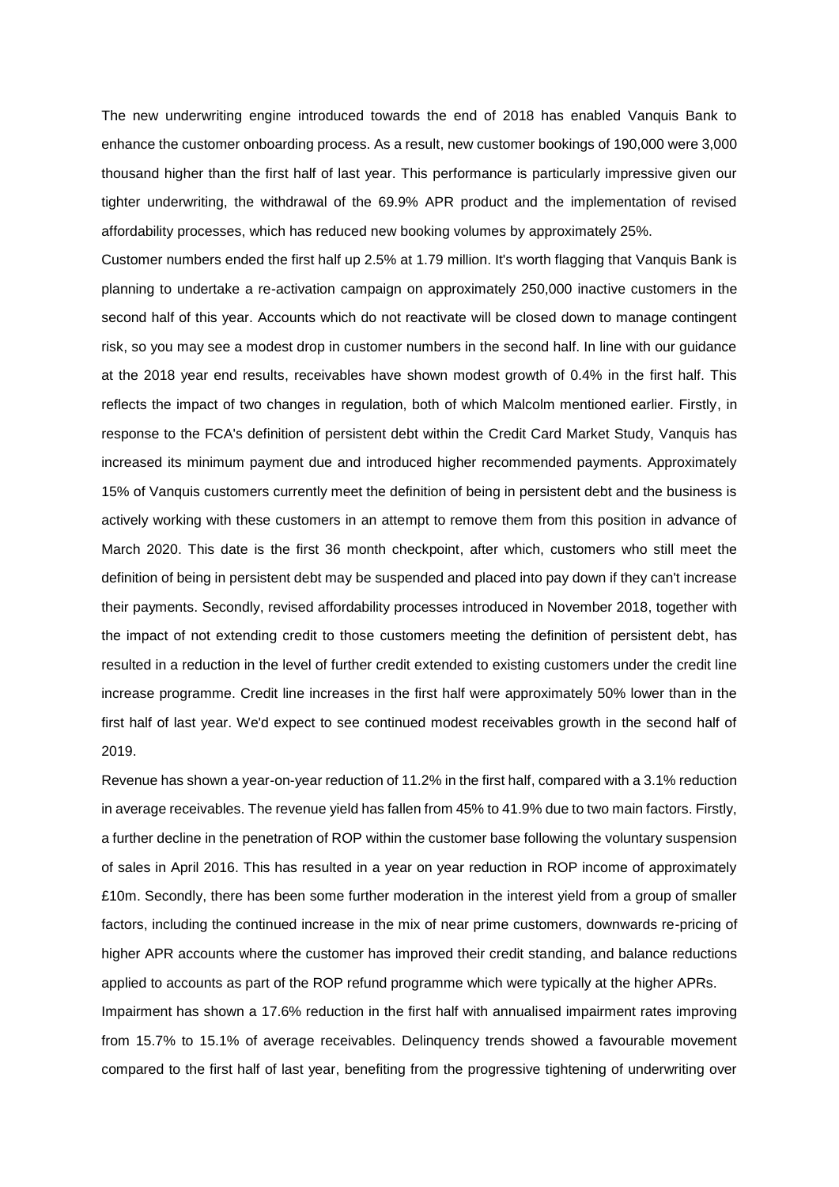The new underwriting engine introduced towards the end of 2018 has enabled Vanquis Bank to enhance the customer onboarding process. As a result, new customer bookings of 190,000 were 3,000 thousand higher than the first half of last year. This performance is particularly impressive given our tighter underwriting, the withdrawal of the 69.9% APR product and the implementation of revised affordability processes, which has reduced new booking volumes by approximately 25%.

Customer numbers ended the first half up 2.5% at 1.79 million. It's worth flagging that Vanquis Bank is planning to undertake a re-activation campaign on approximately 250,000 inactive customers in the second half of this year. Accounts which do not reactivate will be closed down to manage contingent risk, so you may see a modest drop in customer numbers in the second half. In line with our guidance at the 2018 year end results, receivables have shown modest growth of 0.4% in the first half. This reflects the impact of two changes in regulation, both of which Malcolm mentioned earlier. Firstly, in response to the FCA's definition of persistent debt within the Credit Card Market Study, Vanquis has increased its minimum payment due and introduced higher recommended payments. Approximately 15% of Vanquis customers currently meet the definition of being in persistent debt and the business is actively working with these customers in an attempt to remove them from this position in advance of March 2020. This date is the first 36 month checkpoint, after which, customers who still meet the definition of being in persistent debt may be suspended and placed into pay down if they can't increase their payments. Secondly, revised affordability processes introduced in November 2018, together with the impact of not extending credit to those customers meeting the definition of persistent debt, has resulted in a reduction in the level of further credit extended to existing customers under the credit line increase programme. Credit line increases in the first half were approximately 50% lower than in the first half of last year. We'd expect to see continued modest receivables growth in the second half of 2019.

Revenue has shown a year-on-year reduction of 11.2% in the first half, compared with a 3.1% reduction in average receivables. The revenue yield has fallen from 45% to 41.9% due to two main factors. Firstly, a further decline in the penetration of ROP within the customer base following the voluntary suspension of sales in April 2016. This has resulted in a year on year reduction in ROP income of approximately £10m. Secondly, there has been some further moderation in the interest yield from a group of smaller factors, including the continued increase in the mix of near prime customers, downwards re-pricing of higher APR accounts where the customer has improved their credit standing, and balance reductions applied to accounts as part of the ROP refund programme which were typically at the higher APRs.

Impairment has shown a 17.6% reduction in the first half with annualised impairment rates improving from 15.7% to 15.1% of average receivables. Delinquency trends showed a favourable movement compared to the first half of last year, benefiting from the progressive tightening of underwriting over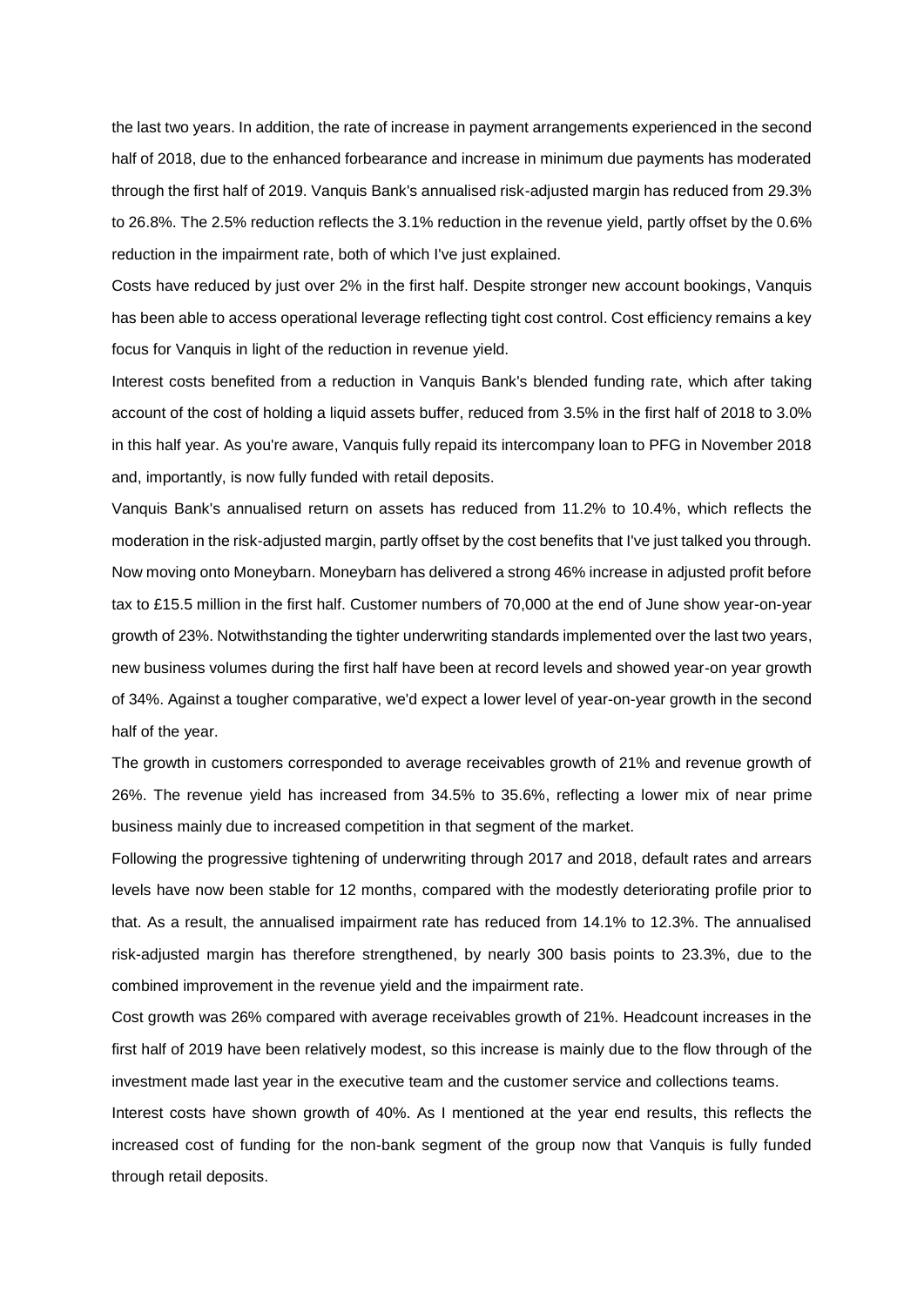the last two years. In addition, the rate of increase in payment arrangements experienced in the second half of 2018, due to the enhanced forbearance and increase in minimum due payments has moderated through the first half of 2019. Vanquis Bank's annualised risk-adjusted margin has reduced from 29.3% to 26.8%. The 2.5% reduction reflects the 3.1% reduction in the revenue yield, partly offset by the 0.6% reduction in the impairment rate, both of which I've just explained.

Costs have reduced by just over 2% in the first half. Despite stronger new account bookings, Vanquis has been able to access operational leverage reflecting tight cost control. Cost efficiency remains a key focus for Vanquis in light of the reduction in revenue yield.

Interest costs benefited from a reduction in Vanquis Bank's blended funding rate, which after taking account of the cost of holding a liquid assets buffer, reduced from 3.5% in the first half of 2018 to 3.0% in this half year. As you're aware, Vanquis fully repaid its intercompany loan to PFG in November 2018 and, importantly, is now fully funded with retail deposits.

Vanquis Bank's annualised return on assets has reduced from 11.2% to 10.4%, which reflects the moderation in the risk-adjusted margin, partly offset by the cost benefits that I've just talked you through.

Now moving onto Moneybarn. Moneybarn has delivered a strong 46% increase in adjusted profit before tax to £15.5 million in the first half. Customer numbers of 70,000 at the end of June show year-on-year growth of 23%. Notwithstanding the tighter underwriting standards implemented over the last two years, new business volumes during the first half have been at record levels and showed year-on year growth of 34%. Against a tougher comparative, we'd expect a lower level of year-on-year growth in the second half of the year.

The growth in customers corresponded to average receivables growth of 21% and revenue growth of 26%. The revenue yield has increased from 34.5% to 35.6%, reflecting a lower mix of near prime business mainly due to increased competition in that segment of the market.

Following the progressive tightening of underwriting through 2017 and 2018, default rates and arrears levels have now been stable for 12 months, compared with the modestly deteriorating profile prior to that. As a result, the annualised impairment rate has reduced from 14.1% to 12.3%. The annualised risk-adjusted margin has therefore strengthened, by nearly 300 basis points to 23.3%, due to the combined improvement in the revenue yield and the impairment rate.

Cost growth was 26% compared with average receivables growth of 21%. Headcount increases in the first half of 2019 have been relatively modest, so this increase is mainly due to the flow through of the investment made last year in the executive team and the customer service and collections teams.

Interest costs have shown growth of 40%. As I mentioned at the year end results, this reflects the increased cost of funding for the non-bank segment of the group now that Vanquis is fully funded through retail deposits.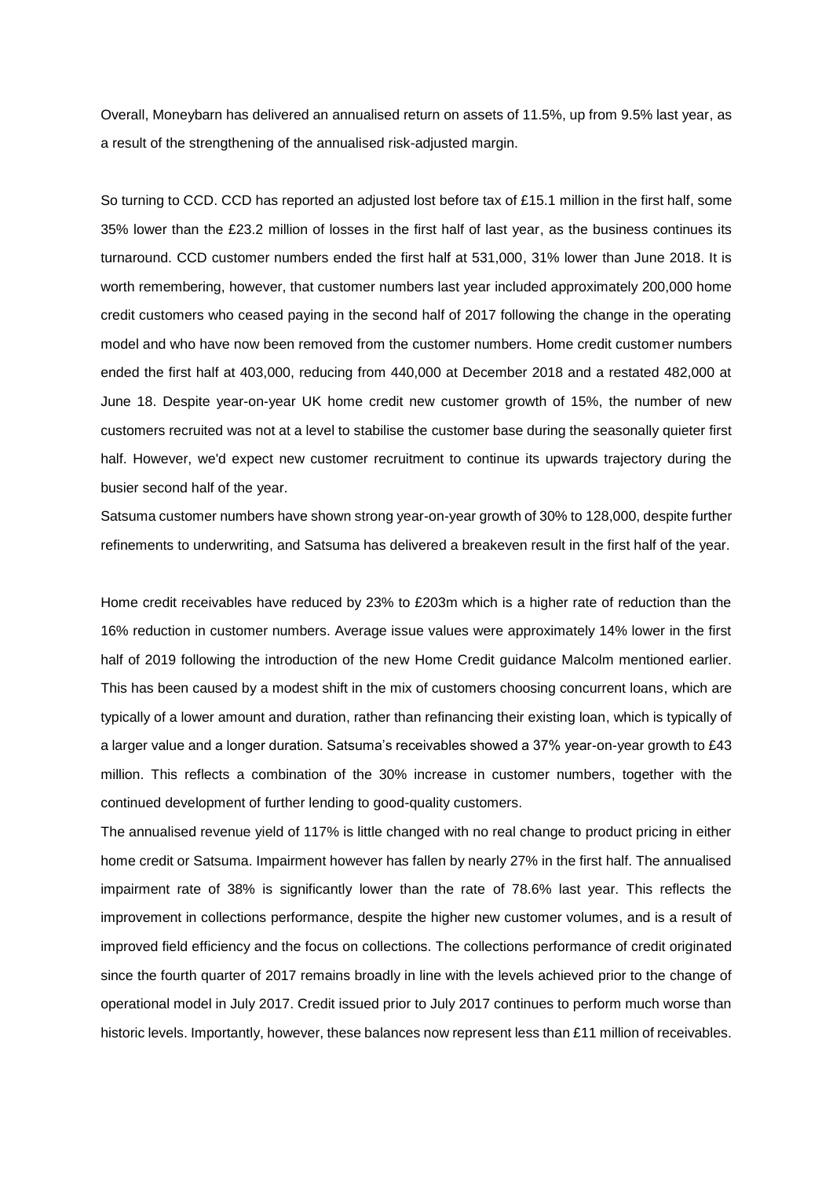Overall, Moneybarn has delivered an annualised return on assets of 11.5%, up from 9.5% last year, as a result of the strengthening of the annualised risk-adjusted margin.

So turning to CCD. CCD has reported an adjusted lost before tax of £15.1 million in the first half, some 35% lower than the £23.2 million of losses in the first half of last year, as the business continues its turnaround. CCD customer numbers ended the first half at 531,000, 31% lower than June 2018. It is worth remembering, however, that customer numbers last year included approximately 200,000 home credit customers who ceased paying in the second half of 2017 following the change in the operating model and who have now been removed from the customer numbers. Home credit customer numbers ended the first half at 403,000, reducing from 440,000 at December 2018 and a restated 482,000 at June 18. Despite year-on-year UK home credit new customer growth of 15%, the number of new customers recruited was not at a level to stabilise the customer base during the seasonally quieter first half. However, we'd expect new customer recruitment to continue its upwards trajectory during the busier second half of the year.

Satsuma customer numbers have shown strong year-on-year growth of 30% to 128,000, despite further refinements to underwriting, and Satsuma has delivered a breakeven result in the first half of the year.

Home credit receivables have reduced by 23% to £203m which is a higher rate of reduction than the 16% reduction in customer numbers. Average issue values were approximately 14% lower in the first half of 2019 following the introduction of the new Home Credit guidance Malcolm mentioned earlier. This has been caused by a modest shift in the mix of customers choosing concurrent loans, which are typically of a lower amount and duration, rather than refinancing their existing loan, which is typically of a larger value and a longer duration. Satsuma's receivables showed a 37% year-on-year growth to £43 million. This reflects a combination of the 30% increase in customer numbers, together with the continued development of further lending to good-quality customers.

The annualised revenue yield of 117% is little changed with no real change to product pricing in either home credit or Satsuma. Impairment however has fallen by nearly 27% in the first half. The annualised impairment rate of 38% is significantly lower than the rate of 78.6% last year. This reflects the improvement in collections performance, despite the higher new customer volumes, and is a result of improved field efficiency and the focus on collections. The collections performance of credit originated since the fourth quarter of 2017 remains broadly in line with the levels achieved prior to the change of operational model in July 2017. Credit issued prior to July 2017 continues to perform much worse than historic levels. Importantly, however, these balances now represent less than £11 million of receivables.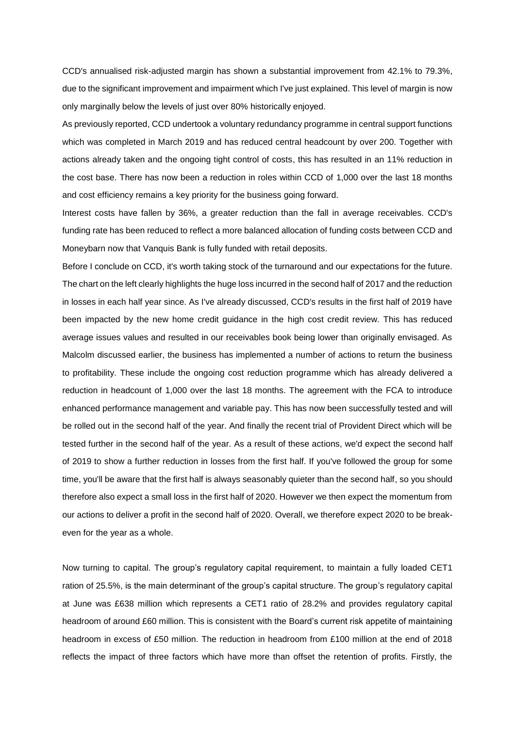CCD's annualised risk-adjusted margin has shown a substantial improvement from 42.1% to 79.3%, due to the significant improvement and impairment which I've just explained. This level of margin is now only marginally below the levels of just over 80% historically enjoyed.

As previously reported, CCD undertook a voluntary redundancy programme in central support functions which was completed in March 2019 and has reduced central headcount by over 200. Together with actions already taken and the ongoing tight control of costs, this has resulted in an 11% reduction in the cost base. There has now been a reduction in roles within CCD of 1,000 over the last 18 months and cost efficiency remains a key priority for the business going forward.

Interest costs have fallen by 36%, a greater reduction than the fall in average receivables. CCD's funding rate has been reduced to reflect a more balanced allocation of funding costs between CCD and Moneybarn now that Vanquis Bank is fully funded with retail deposits.

Before I conclude on CCD, it's worth taking stock of the turnaround and our expectations for the future. The chart on the left clearly highlights the huge loss incurred in the second half of 2017 and the reduction in losses in each half year since. As I've already discussed, CCD's results in the first half of 2019 have been impacted by the new home credit guidance in the high cost credit review. This has reduced average issues values and resulted in our receivables book being lower than originally envisaged. As Malcolm discussed earlier, the business has implemented a number of actions to return the business to profitability. These include the ongoing cost reduction programme which has already delivered a reduction in headcount of 1,000 over the last 18 months. The agreement with the FCA to introduce enhanced performance management and variable pay. This has now been successfully tested and will be rolled out in the second half of the year. And finally the recent trial of Provident Direct which will be tested further in the second half of the year. As a result of these actions, we'd expect the second half of 2019 to show a further reduction in losses from the first half. If you've followed the group for some time, you'll be aware that the first half is always seasonably quieter than the second half, so you should therefore also expect a small loss in the first half of 2020. However we then expect the momentum from our actions to deliver a profit in the second half of 2020. Overall, we therefore expect 2020 to be break-even for the year as a whole.

Now turning to capital. The group's regulatory capital requirement, to maintain a fully loaded CET1 ration of 25.5%, is the main determinant of the group's capital structure. The group's regulatory capital at June was £638 million which represents a CET1 ratio of 28.2% and provides regulatory capital headroom of around £60 million. This is consistent with the Board's current risk appetite of maintaining headroom in excess of £50 million. The reduction in headroom from £100 million at the end of 2018 reflects the impact of three factors which have more than offset the retention of profits. Firstly, the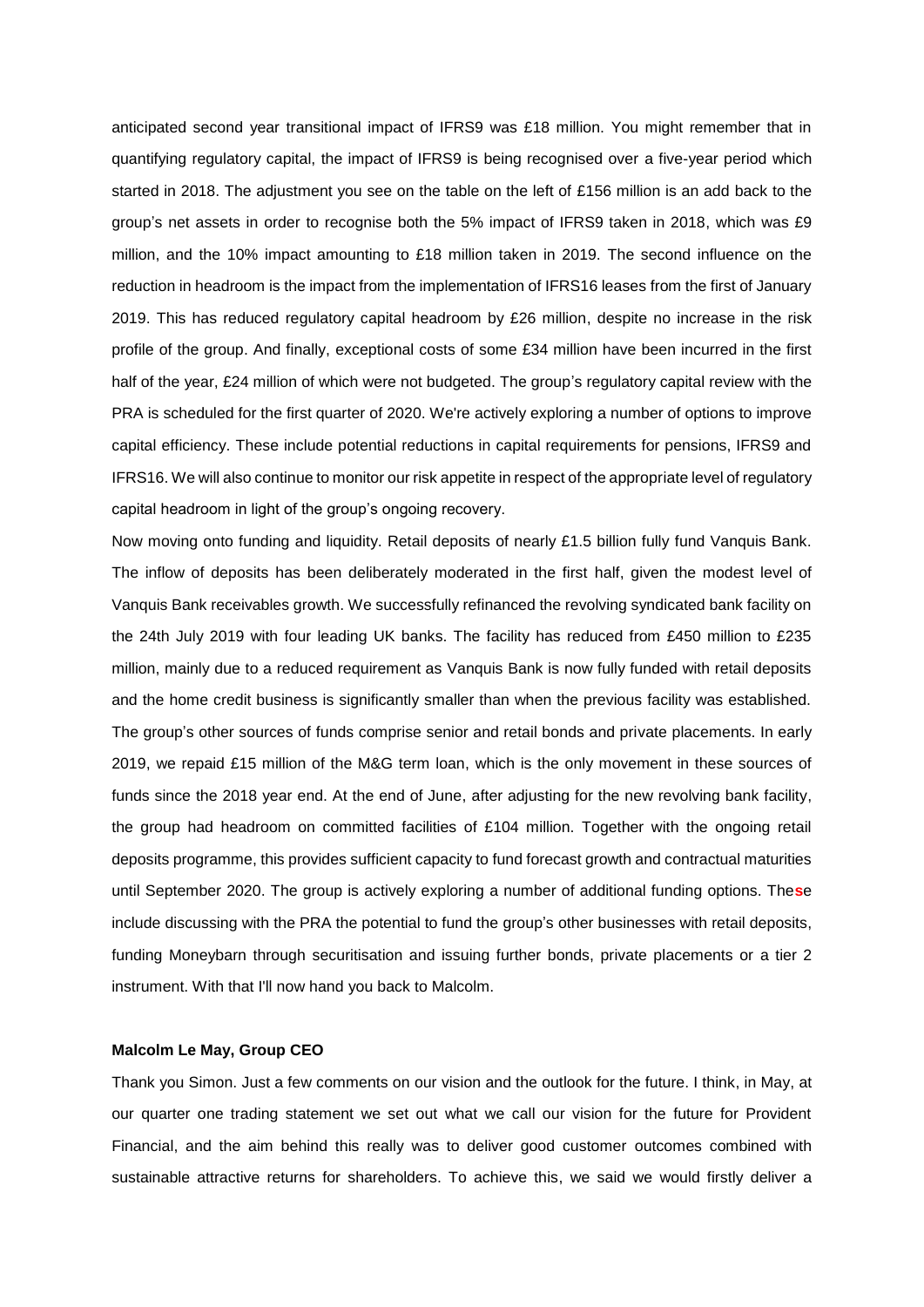anticipated second year transitional impact of IFRS9 was £18 million. You might remember that in quantifying regulatory capital, the impact of IFRS9 is being recognised over a five-year period which started in 2018. The adjustment you see on the table on the left of £156 million is an add back to the group's net assets in order to recognise both the 5% impact of IFRS9 taken in 2018, which was £9 million, and the 10% impact amounting to £18 million taken in 2019. The second influence on the reduction in headroom is the impact from the implementation of IFRS16 leases from the first of January 2019. This has reduced regulatory capital headroom by £26 million, despite no increase in the risk profile of the group. And finally, exceptional costs of some £34 million have been incurred in the first half of the year, £24 million of which were not budgeted. The group's regulatory capital review with the PRA is scheduled for the first quarter of 2020. We're actively exploring a number of options to improve capital efficiency. These include potential reductions in capital requirements for pensions, IFRS9 and IFRS16. We will also continue to monitor our risk appetite in respect of the appropriate level of regulatory capital headroom in light of the group's ongoing recovery.

Now moving onto funding and liquidity. Retail deposits of nearly £1.5 billion fully fund Vanquis Bank. The inflow of deposits has been deliberately moderated in the first half, given the modest level of Vanquis Bank receivables growth. We successfully refinanced the revolving syndicated bank facility on the 24th July 2019 with four leading UK banks. The facility has reduced from £450 million to £235 million, mainly due to a reduced requirement as Vanquis Bank is now fully funded with retail deposits and the home credit business is significantly smaller than when the previous facility was established. The group's other sources of funds comprise senior and retail bonds and private placements. In early 2019, we repaid £15 million of the M&G term loan, which is the only movement in these sources of funds since the 2018 year end. At the end of June, after adjusting for the new revolving bank facility, the group had headroom on committed facilities of £104 million. Together with the ongoing retail deposits programme, this provides sufficient capacity to fund forecast growth and contractual maturities until September 2020. The group is actively exploring a number of additional funding options. These include discussing with the PRA the potential to fund the group's other businesses with retail deposits, funding Moneybarn through securitisation and issuing further bonds, private placements or a tier 2 instrument. With that I'll now hand you back to Malcolm.

**Malcolm Le May, Group CEO**

Thank you Simon. Just a few comments on our vision and the outlook for the future. I think, in May, at our quarter one trading statement we set out what we call our vision for the future for Provident Financial, and the aim behind this really was to deliver good customer outcomes combined with sustainable attractive returns for shareholders. To achieve this, we said we would firstly deliver a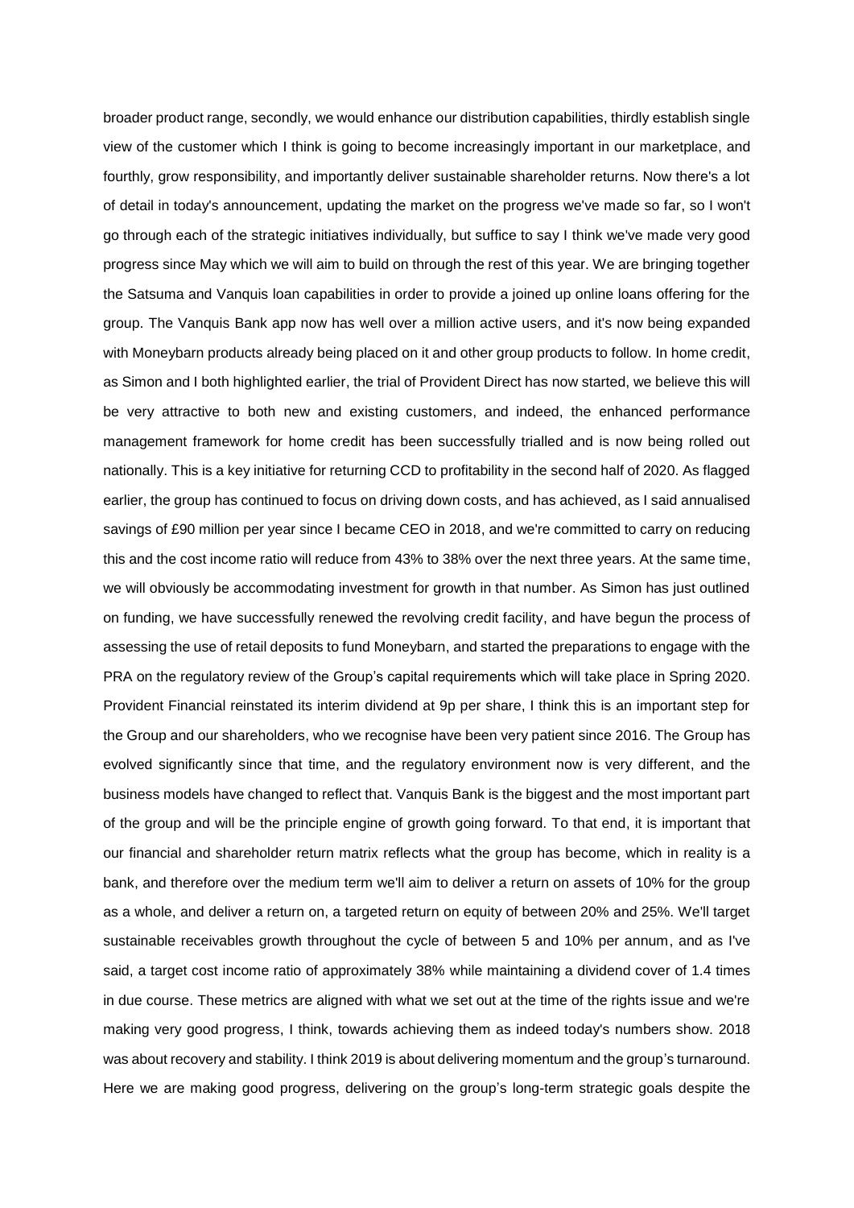broader product range, secondly, we would enhance our distribution capabilities, thirdly establish single view of the customer which I think is going to become increasingly important in our marketplace, and fourthly, grow responsibility, and importantly deliver sustainable shareholder returns. Now there's a lot of detail in today's announcement, updating the market on the progress we've made so far, so I won't go through each of the strategic initiatives individually, but suffice to say I think we've made very good progress since May which we will aim to build on through the rest of this year. We are bringing together the Satsuma and Vanquis loan capabilities in order to provide a joined up online loans offering for the group. The Vanquis Bank app now has well over a million active users, and it's now being expanded with Moneybarn products already being placed on it and other group products to follow. In home credit, as Simon and I both highlighted earlier, the trial of Provident Direct has now started, we believe this will be very attractive to both new and existing customers, and indeed, the enhanced performance management framework for home credit has been successfully trialled and is now being rolled out nationally. This is a key initiative for returning CCD to profitability in the second half of 2020. As flagged earlier, the group has continued to focus on driving down costs, and has achieved, as I said annualised savings of £90 million per year since I became CEO in 2018, and we're committed to carry on reducing this and the cost income ratio will reduce from 43% to 38% over the next three years. At the same time, we will obviously be accommodating investment for growth in that number. As Simon has just outlined on funding, we have successfully renewed the revolving credit facility, and have begun the process of assessing the use of retail deposits to fund Moneybarn, and started the preparations to engage with the PRA on the regulatory review of the Group's capital requirements which will take place in Spring 2020. Provident Financial reinstated its interim dividend at 9p per share, I think this is an important step for the Group and our shareholders, who we recognise have been very patient since 2016. The Group has evolved significantly since that time, and the regulatory environment now is very different, and the business models have changed to reflect that. Vanquis Bank is the biggest and the most important part of the group and will be the principle engine of growth going forward. To that end, it is important that our financial and shareholder return matrix reflects what the group has become, which in reality is a bank, and therefore over the medium term we'll aim to deliver a return on assets of 10% for the group as a whole, and deliver a return on, a targeted return on equity of between 20% and 25%. We'll target sustainable receivables growth throughout the cycle of between 5 and 10% per annum, and as I've said, a target cost income ratio of approximately 38% while maintaining a dividend cover of 1.4 times in due course. These metrics are aligned with what we set out at the time of the rights issue and we're making very good progress, I think, towards achieving them as indeed today's numbers show. 2018 was about recovery and stability. I think 2019 is about delivering momentum and the group's turnaround. Here we are making good progress, delivering on the group's long-term strategic goals despite the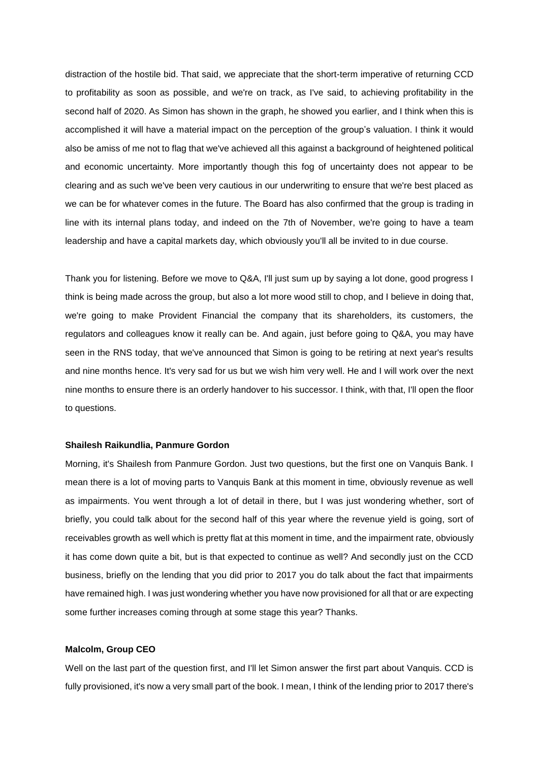distraction of the hostile bid. That said, we appreciate that the short-term imperative of returning CCD to profitability as soon as possible, and we're on track, as I've said, to achieving profitability in the second half of 2020. As Simon has shown in the graph, he showed you earlier, and I think when this is accomplished it will have a material impact on the perception of the group's valuation. I think it would also be amiss of me not to flag that we've achieved all this against a background of heightened political and economic uncertainty. More importantly though this fog of uncertainty does not appear to be clearing and as such we've been very cautious in our underwriting to ensure that we're best placed as we can be for whatever comes in the future. The Board has also confirmed that the group is trading in line with its internal plans today, and indeed on the 7th of November, we're going to have a team leadership and have a capital markets day, which obviously you'll all be invited to in due course.

Thank you for listening. Before we move to Q&A, I'll just sum up by saying a lot done, good progress I think is being made across the group, but also a lot more wood still to chop, and I believe in doing that, we're going to make Provident Financial the company that its shareholders, its customers, the regulators and colleagues know it really can be. And again, just before going to Q&A, you may have seen in the RNS today, that we've announced that Simon is going to be retiring at next year's results and nine months hence. It's very sad for us but we wish him very well. He and I will work over the next nine months to ensure there is an orderly handover to his successor. I think, with that, I'll open the floor to questions.

**Shailesh Raikundlia, Panmure Gordon**

Morning, it's Shailesh from Panmure Gordon. Just two questions, but the first one on Vanquis Bank. I mean there is a lot of moving parts to Vanquis Bank at this moment in time, obviously revenue as well as impairments. You went through a lot of detail in there, but I was just wondering whether, sort of briefly, you could talk about for the second half of this year where the revenue yield is going, sort of receivables growth as well which is pretty flat at this moment in time, and the impairment rate, obviously it has come down quite a bit, but is that expected to continue as well? And secondly just on the CCD business, briefly on the lending that you did prior to 2017 you do talk about the fact that impairments have remained high. I was just wondering whether you have now provisioned for all that or are expecting some further increases coming through at some stage this year? Thanks.

**Malcolm, Group CEO**

Well on the last part of the question first, and I'll let Simon answer the first part about Vanquis. CCD is fully provisioned, it's now a very small part of the book. I mean, I think of the lending prior to 2017 there's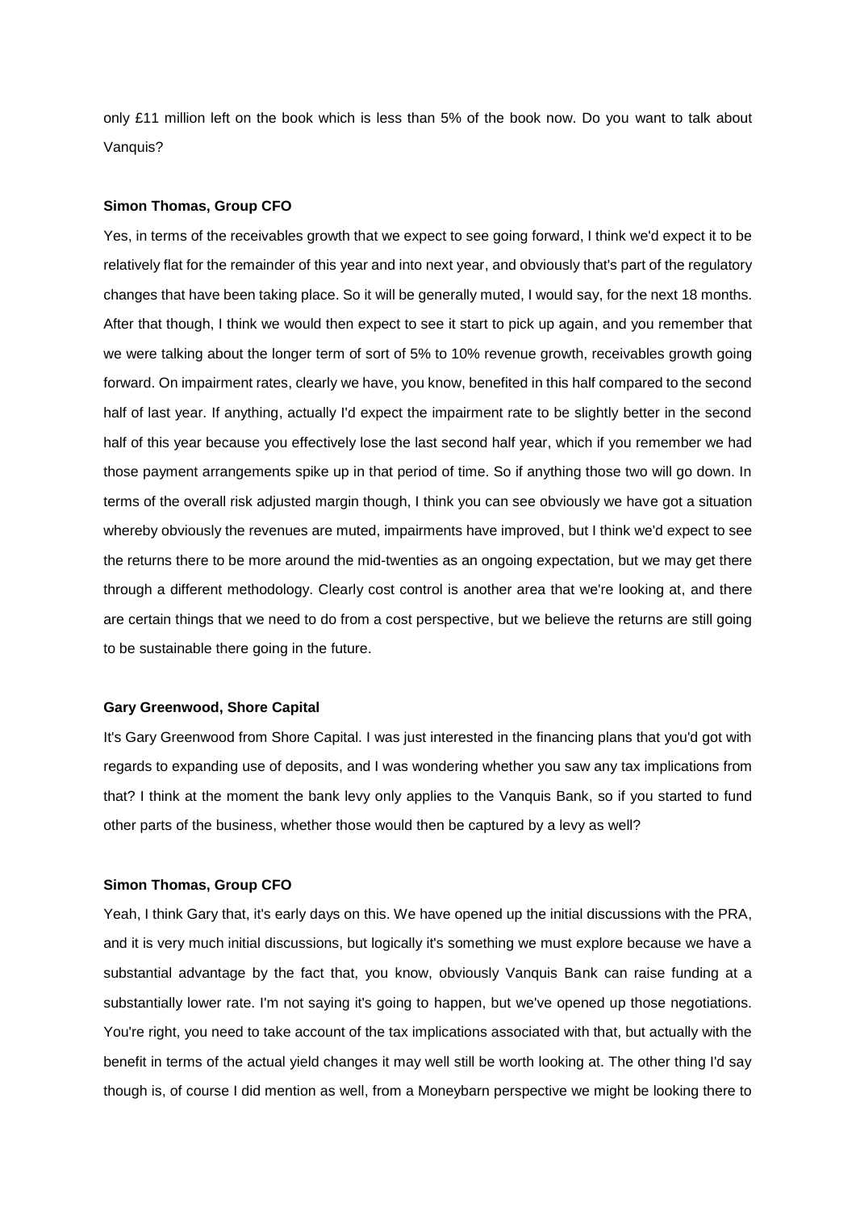only £11 million left on the book which is less than 5% of the book now. Do you want to talk about Vanquis?

**Simon Thomas, Group CFO**

Yes, in terms of the receivables growth that we expect to see going forward, I think we'd expect it to be relatively flat for the remainder of this year and into next year, and obviously that's part of the regulatory changes that have been taking place. So it will be generally muted, I would say, for the next 18 months. After that though, I think we would then expect to see it start to pick up again, and you remember that we were talking about the longer term of sort of 5% to 10% revenue growth, receivables growth going forward. On impairment rates, clearly we have, you know, benefited in this half compared to the second half of last year. If anything, actually I'd expect the impairment rate to be slightly better in the second half of this year because you effectively lose the last second half year, which if you remember we had those payment arrangements spike up in that period of time. So if anything those two will go down. In terms of the overall risk adjusted margin though, I think you can see obviously we have got a situation whereby obviously the revenues are muted, impairments have improved, but I think we'd expect to see the returns there to be more around the mid-twenties as an ongoing expectation, but we may get there through a different methodology. Clearly cost control is another area that we're looking at, and there are certain things that we need to do from a cost perspective, but we believe the returns are still going to be sustainable there going in the future.

**Gary Greenwood, Shore Capital**

It's Gary Greenwood from Shore Capital. I was just interested in the financing plans that you'd got with regards to expanding use of deposits, and I was wondering whether you saw any tax implications from that? I think at the moment the bank levy only applies to the Vanquis Bank, so if you started to fund other parts of the business, whether those would then be captured by a levy as well?

**Simon Thomas, Group CFO**

Yeah, I think Gary that, it's early days on this. We have opened up the initial discussions with the PRA, and it is very much initial discussions, but logically it's something we must explore because we have a substantial advantage by the fact that, you know, obviously Vanquis Bank can raise funding at a substantially lower rate. I'm not saying it's going to happen, but we've opened up those negotiations. You're right, you need to take account of the tax implications associated with that, but actually with the benefit in terms of the actual yield changes it may well still be worth looking at. The other thing I'd say though is, of course I did mention as well, from a Moneybarn perspective we might be looking there to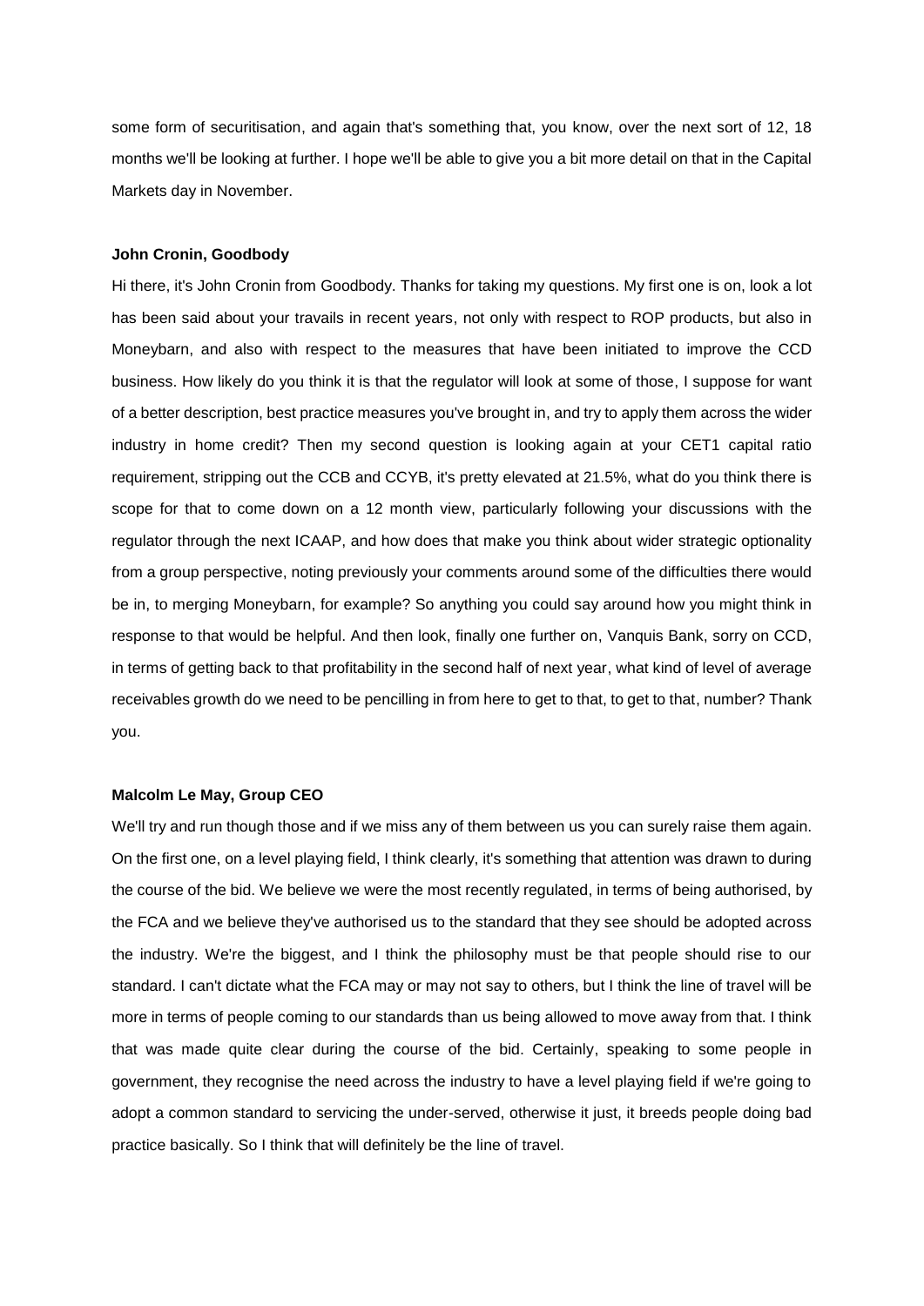some form of securitisation, and again that's something that, you know, over the next sort of 12, 18 months we'll be looking at further. I hope we'll be able to give you a bit more detail on that in the Capital Markets day in November.

**John Cronin, Goodbody**

Hi there, it's John Cronin from Goodbody. Thanks for taking my questions. My first one is on, look a lot has been said about your travails in recent years, not only with respect to ROP products, but also in Moneybarn, and also with respect to the measures that have been initiated to improve the CCD business. How likely do you think it is that the regulator will look at some of those, I suppose for want of a better description, best practice measures you've brought in, and try to apply them across the wider industry in home credit? Then my second question is looking again at your CET1 capital ratio requirement, stripping out the CCB and CCYB, it's pretty elevated at 21.5%, what do you think there is scope for that to come down on a 12 month view, particularly following your discussions with the regulator through the next ICAAP, and how does that make you think about wider strategic optionality from a group perspective, noting previously your comments around some of the difficulties there would be in, to merging Moneybarn, for example? So anything you could say around how you might think in response to that would be helpful. And then look, finally one further on, Vanquis Bank, sorry on CCD, in terms of getting back to that profitability in the second half of next year, what kind of level of average receivables growth do we need to be pencilling in from here to get to that, to get to that, number? Thank you.

**Malcolm Le May, Group CEO**

We'll try and run though those and if we miss any of them between us you can surely raise them again. On the first one, on a level playing field, I think clearly, it's something that attention was drawn to during the course of the bid. We believe we were the most recently regulated, in terms of being authorised, by the FCA and we believe they've authorised us to the standard that they see should be adopted across the industry. We're the biggest, and I think the philosophy must be that people should rise to our standard. I can't dictate what the FCA may or may not say to others, but I think the line of travel will be more in terms of people coming to our standards than us being allowed to move away from that. I think that was made quite clear during the course of the bid. Certainly, speaking to some people in government, they recognise the need across the industry to have a level playing field if we're going to adopt a common standard to servicing the under-served, otherwise it just, it breeds people doing bad practice basically. So I think that will definitely be the line of travel.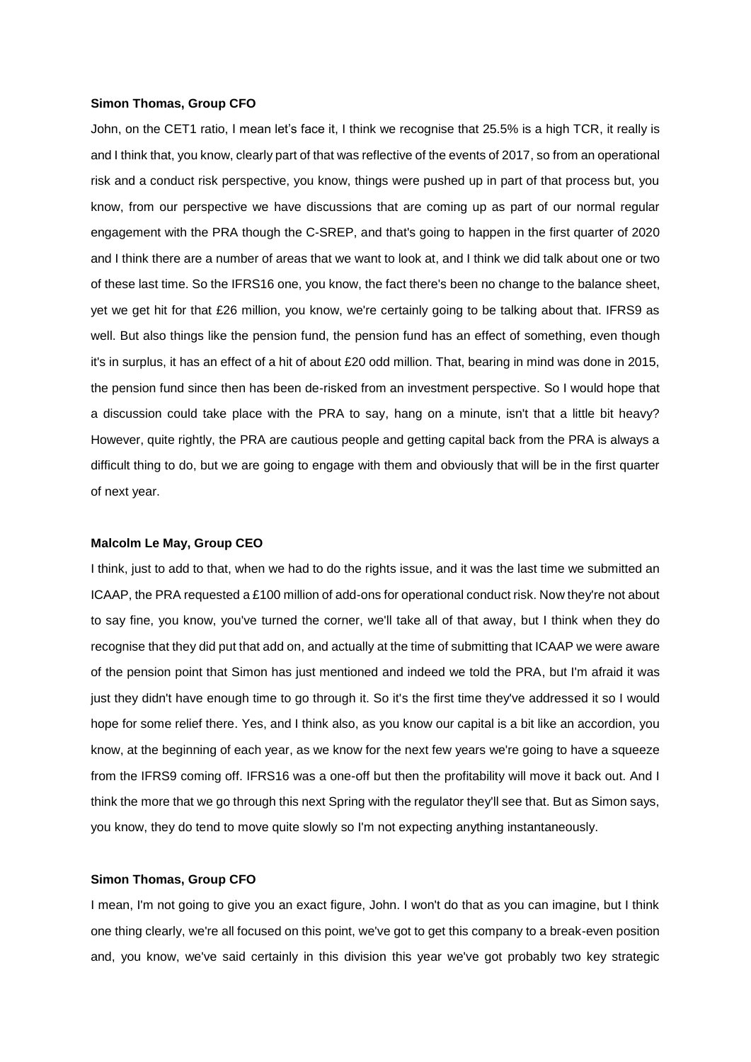**Simon Thomas, Group CFO**

John, on the CET1 ratio, I mean let's face it, I think we recognise that 25.5% is a high TCR, it really is and I think that, you know, clearly part of that was reflective of the events of 2017, so from an operational risk and a conduct risk perspective, you know, things were pushed up in part of that process but, you know, from our perspective we have discussions that are coming up as part of our normal regular engagement with the PRA though the C-SREP, and that's going to happen in the first quarter of 2020 and I think there are a number of areas that we want to look at, and I think we did talk about one or two of these last time. So the IFRS16 one, you know, the fact there's been no change to the balance sheet, yet we get hit for that £26 million, you know, we're certainly going to be talking about that. IFRS9 as well. But also things like the pension fund, the pension fund has an effect of something, even though it's in surplus, it has an effect of a hit of about £20 odd million. That, bearing in mind was done in 2015, the pension fund since then has been de-risked from an investment perspective. So I would hope that a discussion could take place with the PRA to say, hang on a minute, isn't that a little bit heavy? However, quite rightly, the PRA are cautious people and getting capital back from the PRA is always a difficult thing to do, but we are going to engage with them and obviously that will be in the first quarter of next year.

**Malcolm Le May, Group CEO**

I think, just to add to that, when we had to do the rights issue, and it was the last time we submitted an ICAAP, the PRA requested a £100 million of add-ons for operational conduct risk. Now they're not about to say fine, you know, you've turned the corner, we'll take all of that away, but I think when they do recognise that they did put that add on, and actually at the time of submitting that ICAAP we were aware of the pension point that Simon has just mentioned and indeed we told the PRA, but I'm afraid it was just they didn't have enough time to go through it. So it's the first time they've addressed it so I would hope for some relief there. Yes, and I think also, as you know our capital is a bit like an accordion, you know, at the beginning of each year, as we know for the next few years we're going to have a squeeze from the IFRS9 coming off. IFRS16 was a one-off but then the profitability will move it back out. And I think the more that we go through this next Spring with the regulator they'll see that. But as Simon says, you know, they do tend to move quite slowly so I'm not expecting anything instantaneously.

**Simon Thomas, Group CFO**

I mean, I'm not going to give you an exact figure, John. I won't do that as you can imagine, but I think one thing clearly, we're all focused on this point, we've got to get this company to a break-even position and, you know, we've said certainly in this division this year we've got probably two key strategic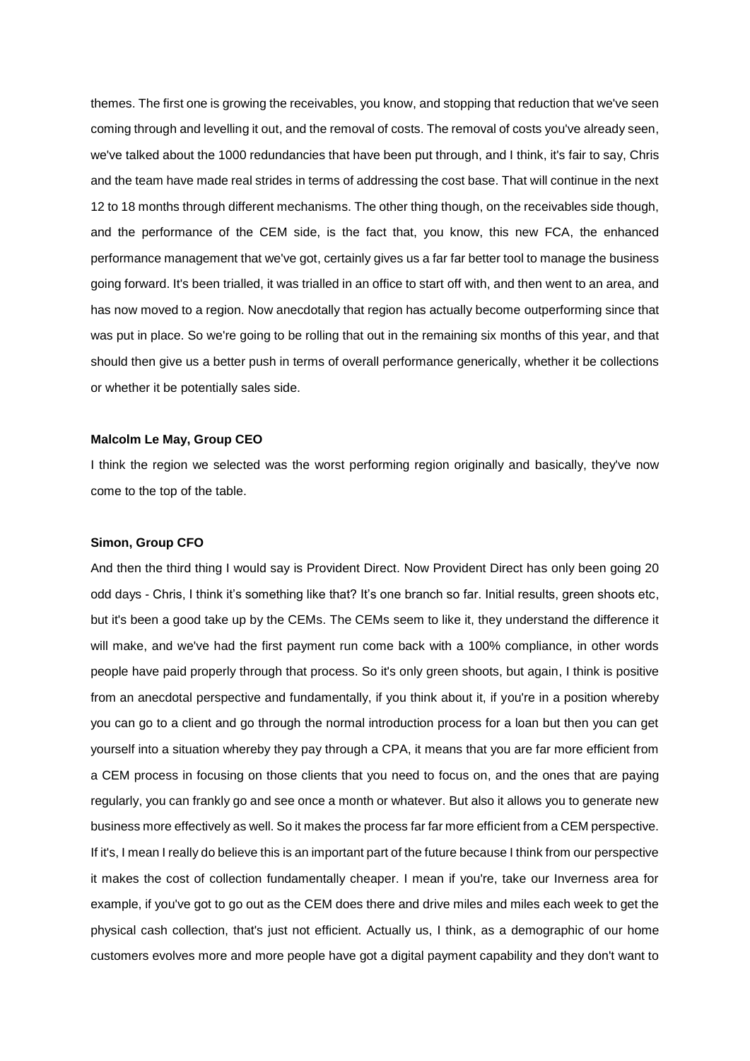themes. The first one is growing the receivables, you know, and stopping that reduction that we've seen coming through and levelling it out, and the removal of costs. The removal of costs you've already seen, we've talked about the 1000 redundancies that have been put through, and I think, it's fair to say, Chris and the team have made real strides in terms of addressing the cost base. That will continue in the next 12 to 18 months through different mechanisms. The other thing though, on the receivables side though, and the performance of the CEM side, is the fact that, you know, this new FCA, the enhanced performance management that we've got, certainly gives us a far far better tool to manage the business going forward. It's been trialled, it was trialled in an office to start off with, and then went to an area, and has now moved to a region. Now anecdotally that region has actually become outperforming since that was put in place. So we're going to be rolling that out in the remaining six months of this year, and that should then give us a better push in terms of overall performance generically, whether it be collections or whether it be potentially sales side.

**Malcolm Le May, Group CEO**

I think the region we selected was the worst performing region originally and basically, they've now come to the top of the table.

**Simon, Group CFO**

And then the third thing I would say is Provident Direct. Now Provident Direct has only been going 20 odd days - Chris, I think it's something like that? It's one branch so far. Initial results, green shoots etc, but it's been a good take up by the CEMs. The CEMs seem to like it, they understand the difference it will make, and we've had the first payment run come back with a 100% compliance, in other words people have paid properly through that process. So it's only green shoots, but again, I think is positive from an anecdotal perspective and fundamentally, if you think about it, if you're in a position whereby you can go to a client and go through the normal introduction process for a loan but then you can get yourself into a situation whereby they pay through a CPA, it means that you are far more efficient from a CEM process in focusing on those clients that you need to focus on, and the ones that are paying regularly, you can frankly go and see once a month or whatever. But also it allows you to generate new business more effectively as well. So it makes the process far far more efficient from a CEM perspective. If it's, I mean I really do believe this is an important part of the future because I think from our perspective it makes the cost of collection fundamentally cheaper. I mean if you're, take our Inverness area for example, if you've got to go out as the CEM does there and drive miles and miles each week to get the physical cash collection, that's just not efficient. Actually us, I think, as a demographic of our home customers evolves more and more people have got a digital payment capability and they don't want to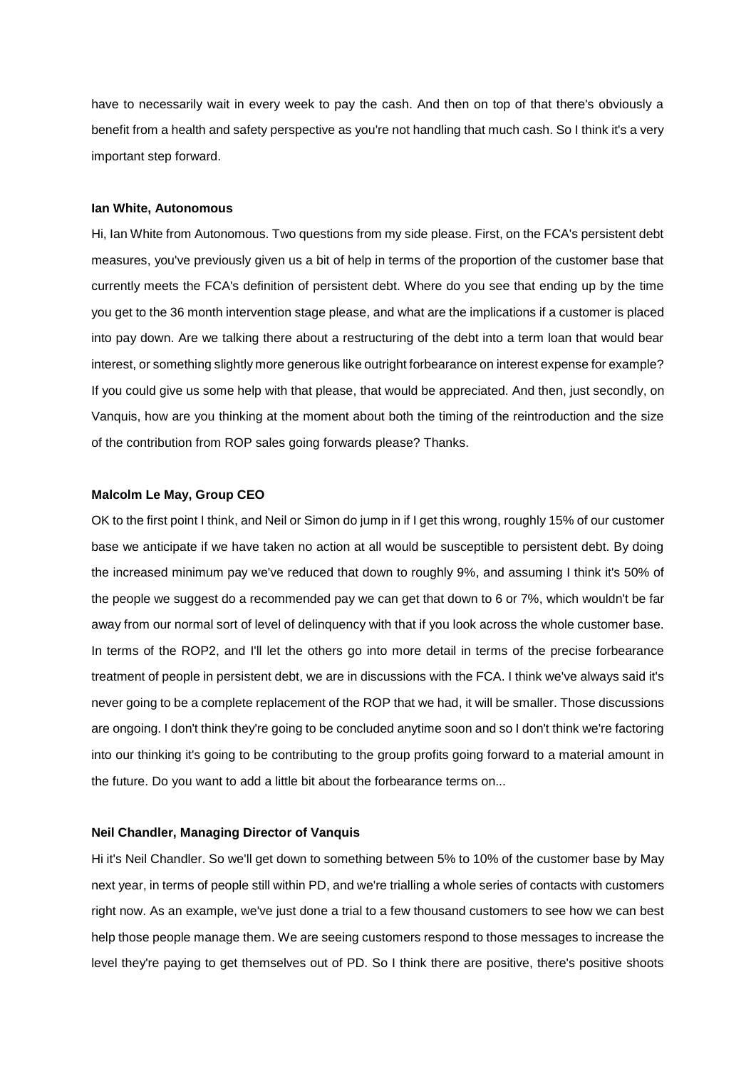have to necessarily wait in every week to pay the cash. And then on top of that there's obviously a benefit from a health and safety perspective as you're not handling that much cash. So I think it's a very important step forward.

**Ian White, Autonomous**

Hi, Ian White from Autonomous. Two questions from my side please. First, on the FCA's persistent debt measures, you've previously given us a bit of help in terms of the proportion of the customer base that currently meets the FCA's definition of persistent debt. Where do you see that ending up by the time you get to the 36 month intervention stage please, and what are the implications if a customer is placed into pay down. Are we talking there about a restructuring of the debt into a term loan that would bear interest, or something slightly more generous like outright forbearance on interest expense for example? If you could give us some help with that please, that would be appreciated. And then, just secondly, on Vanquis, how are you thinking at the moment about both the timing of the reintroduction and the size of the contribution from ROP sales going forwards please? Thanks.

**Malcolm Le May, Group CEO**

OK to the first point I think, and Neil or Simon do jump in if I get this wrong, roughly 15% of our customer base we anticipate if we have taken no action at all would be susceptible to persistent debt. By doing the increased minimum pay we've reduced that down to roughly 9%, and assuming I think it's 50% of the people we suggest do a recommended pay we can get that down to 6 or 7%, which wouldn't be far away from our normal sort of level of delinquency with that if you look across the whole customer base. In terms of the ROP2, and I'll let the others go into more detail in terms of the precise forbearance treatment of people in persistent debt, we are in discussions with the FCA. I think we've always said it's never going to be a complete replacement of the ROP that we had, it will be smaller. Those discussions are ongoing. I don't think they're going to be concluded anytime soon and so I don't think we're factoring into our thinking it's going to be contributing to the group profits going forward to a material amount in the future. Do you want to add a little bit about the forbearance terms on...

**Neil Chandler, Managing Director of Vanquis**

Hi it's Neil Chandler. So we'll get down to something between 5% to 10% of the customer base by May next year, in terms of people still within PD, and we're trialling a whole series of contacts with customers right now. As an example, we've just done a trial to a few thousand customers to see how we can best help those people manage them. We are seeing customers respond to those messages to increase the level they're paying to get themselves out of PD. So I think there are positive, there's positive shoots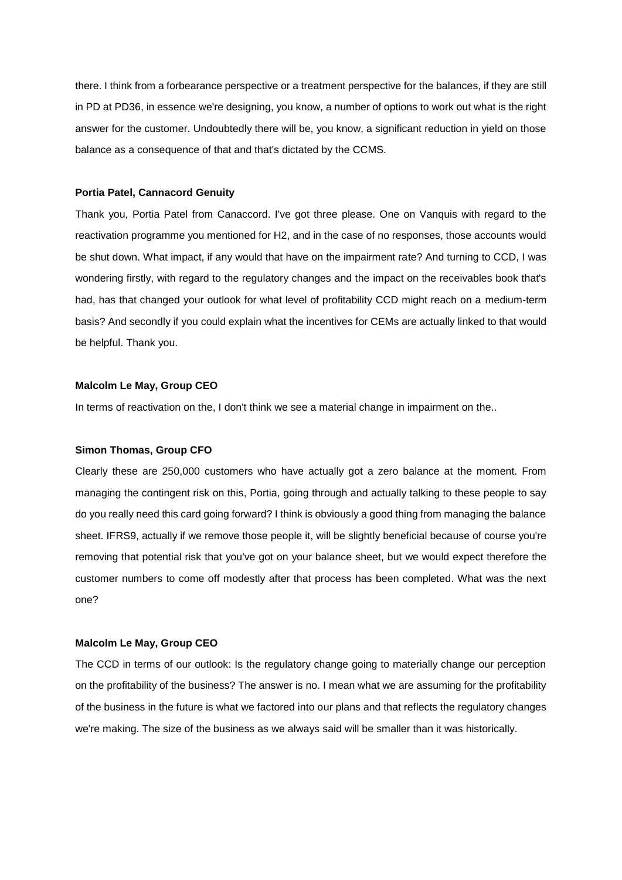there. I think from a forbearance perspective or a treatment perspective for the balances, if they are still in PD at PD36, in essence we're designing, you know, a number of options to work out what is the right answer for the customer. Undoubtedly there will be, you know, a significant reduction in yield on those balance as a consequence of that and that's dictated by the CCMS.

**Portia Patel, Cannacord Genuity**

Thank you, Portia Patel from Canaccord. I've got three please. One on Vanquis with regard to the reactivation programme you mentioned for H2, and in the case of no responses, those accounts would be shut down. What impact, if any would that have on the impairment rate? And turning to CCD, I was wondering firstly, with regard to the regulatory changes and the impact on the receivables book that's had, has that changed your outlook for what level of profitability CCD might reach on a medium-term basis? And secondly if you could explain what the incentives for CEMs are actually linked to that would be helpful. Thank you.

**Malcolm Le May, Group CEO**

In terms of reactivation on the, I don't think we see a material change in impairment on the..

**Simon Thomas, Group CFO**

Clearly these are 250,000 customers who have actually got a zero balance at the moment. From managing the contingent risk on this, Portia, going through and actually talking to these people to say do you really need this card going forward? I think is obviously a good thing from managing the balance sheet. IFRS9, actually if we remove those people it, will be slightly beneficial because of course you're removing that potential risk that you've got on your balance sheet, but we would expect therefore the customer numbers to come off modestly after that process has been completed. What was the next one?

**Malcolm Le May, Group CEO**

The CCD in terms of our outlook: Is the regulatory change going to materially change our perception on the profitability of the business? The answer is no. I mean what we are assuming for the profitability of the business in the future is what we factored into our plans and that reflects the regulatory changes we're making. The size of the business as we always said will be smaller than it was historically.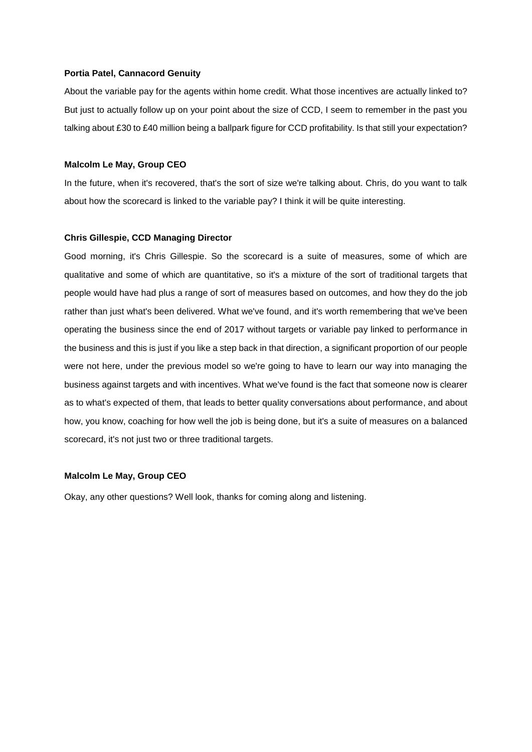**Portia Patel, Cannacord Genuity**

About the variable pay for the agents within home credit. What those incentives are actually linked to? But just to actually follow up on your point about the size of CCD, I seem to remember in the past you talking about £30 to £40 million being a ballpark figure for CCD profitability. Is that still your expectation?

**Malcolm Le May, Group CEO**

In the future, when it's recovered, that's the sort of size we're talking about. Chris, do you want to talk about how the scorecard is linked to the variable pay? I think it will be quite interesting.

**Chris Gillespie, CCD Managing Director**

Good morning, it's Chris Gillespie. So the scorecard is a suite of measures, some of which are qualitative and some of which are quantitative, so it's a mixture of the sort of traditional targets that people would have had plus a range of sort of measures based on outcomes, and how they do the job rather than just what's been delivered. What we've found, and it's worth remembering that we've been operating the business since the end of 2017 without targets or variable pay linked to performance in the business and this is just if you like a step back in that direction, a significant proportion of our people were not here, under the previous model so we're going to have to learn our way into managing the business against targets and with incentives. What we've found is the fact that someone now is clearer as to what's expected of them, that leads to better quality conversations about performance, and about how, you know, coaching for how well the job is being done, but it's a suite of measures on a balanced scorecard, it's not just two or three traditional targets.

**Malcolm Le May, Group CEO**

Okay, any other questions? Well look, thanks for coming along and listening.